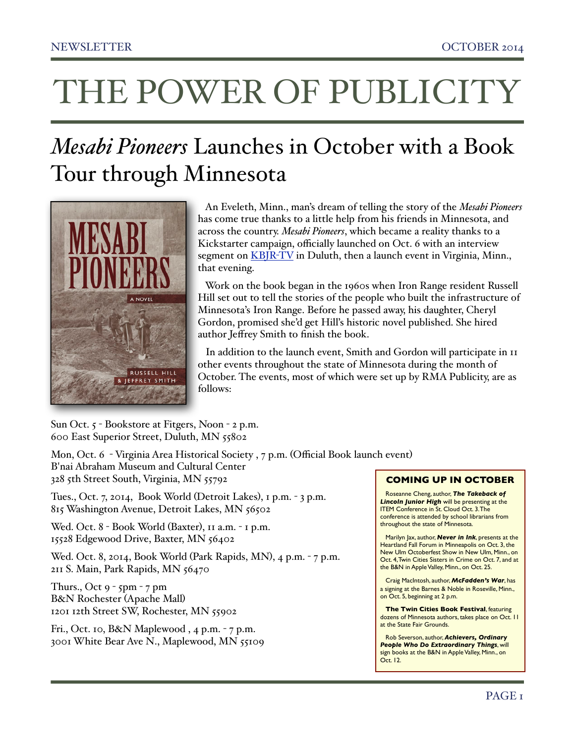# THE POWER OF PUBLICITY

## *Mesabi Pioneers* Launches in October with a Book Tour through Minnesota

An Eveleth, Minn., man's dream of telling the story of the *Mesabi Pioneers* has come true thanks to a little help from his friends in Minnesota, and across the country. *Mesabi Pioneers*, which became a reality thanks to a Kickstarter campaign, officially launched on Oct. 6 with an interview segment on [KBJR-TV](KBJR-TV) in Duluth, then a launch event in Virginia, Minn., that evening.

Work on the book began in the 1960s when Iron Range resident Russell Hill set out to tell the stories of the people who built the infrastructure of Minnesota's Iron Range. Before he passed away, his daughter, Cheryl Gordon, promised she'd get Hill's historic novel published. She hired author Jeffrey Smith to finish the book.

In addition to the launch event, Smith and Gordon will participate in 11 other events throughout the state of Minnesota during the month of October. The events, most of which were set up by RMA Publicity, are as follows:

Sun Oct. 5 - Bookstore at Fitgers, Noon - 2 p.m.
600 East Superior Street, Duluth, MN 55802

Mon, Oct. 6 - Virginia Area Historical Society , 7 p.m. (Official Book launch event)
B'nai Abraham Museum and Cultural Center
328 5th Street South, Virginia, MN 55792

Tues., Oct. 7, 2014, Book World (Detroit Lakes), 1 p.m. - 3 p.m.
815 Washington Avenue, Detroit Lakes, MN 56502

Wed. Oct. 8 - Book World (Baxter), 11 a.m. - 1 p.m.
15528 Edgewood Drive, Baxter, MN 56402

Wed. Oct. 8, 2014, Book World (Park Rapids, MN), 4 p.m. - 7 p.m.
211 S. Main, Park Rapids, MN 56470

Thurs., Oct 9 - 5pm - 7 pm
B&N Rochester (Apache Mall)
1201 12th Street SW, Rochester, MN 55902

Fri., Oct. 10, B&N Maplewood , 4 p.m. - 7 p.m.
3001 White Bear Ave N., Maplewood, MN 55109

### COMING UP IN OCTOBER

Roseanne Cheng, author, ***The Takeback of Lincoln Junior High*** will be presenting at the ITEM Conference in St. Cloud Oct. 3. The conference is attended by school librarians from throughout the state of Minnesota.

Marilyn Jax, author, ***Never in Ink***, presents at the Heartland Fall Forum in Minneapolis on Oct. 3, the New Ulm Octoberfest Show in New Ulm, Minn., on Oct. 4, Twin Cities Sisters in Crime on Oct. 7, and at the B&N in Apple Valley, Minn., on Oct. 25.

Craig MacIntosh, author, ***McFadden's War***, has a signing at the Barnes & Noble in Roseville, Minn., on Oct. 5, beginning at 2 p.m.

**The Twin Cities Book Festival**, featuring dozens of Minnesota authors, takes place on Oct. 11 at the State Fair Grounds.

Rob Severson, author, ***Achievers, Ordinary People Who Do Extraordinary Things***, will sign books at the B&N in Apple Valley, Minn., on Oct. 12.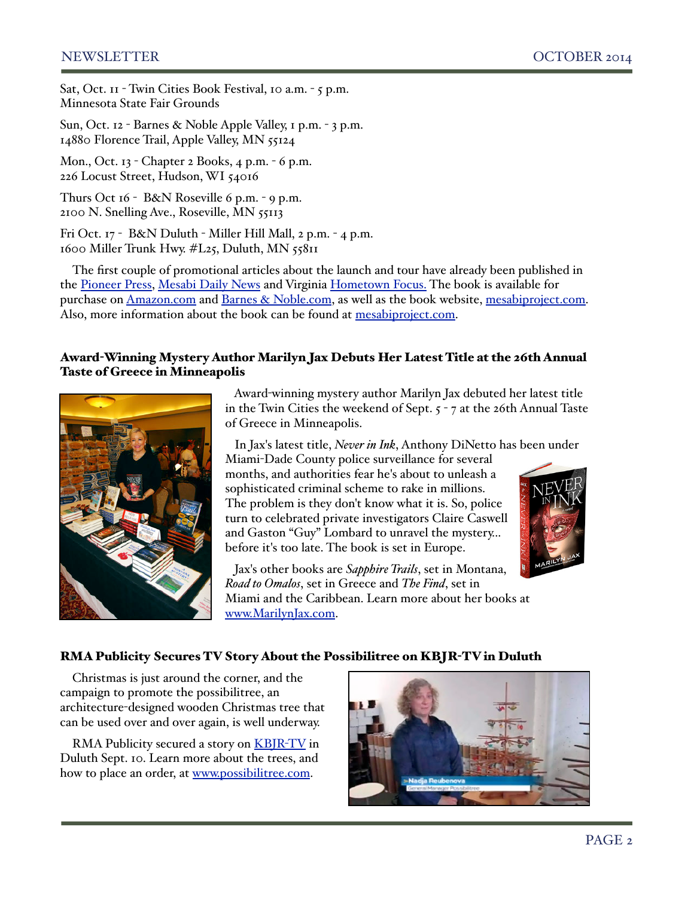Sat, Oct. 11 - Twin Cities Book Festival, 10 a.m. - 5 p.m.
Minnesota State Fair Grounds

Sun, Oct. 12 - Barnes & Noble Apple Valley, 1 p.m. - 3 p.m.
14880 Florence Trail, Apple Valley, MN 55124

Mon., Oct. 13 - Chapter 2 Books, 4 p.m. - 6 p.m.
226 Locust Street, Hudson, WI 54016

Thurs Oct 16 - B&N Roseville 6 p.m. - 9 p.m.
2100 N. Snelling Ave., Roseville, MN 55113

Fri Oct. 17 - B&N Duluth - Miller Hill Mall, 2 p.m. - 4 p.m.
1600 Miller Trunk Hwy. #L25, Duluth, MN 55811

The first couple of promotional articles about the launch and tour have already been published in the Pioneer Press, Mesabi Daily News and Virginia Hometown Focus. The book is available for purchase on Amazon.com and Barnes & Noble.com, as well as the book website, mesabiproject.com. Also, more information about the book can be found at mesabiproject.com.

## Award-Winning Mystery Author Marilyn Jax Debuts Her Latest Title at the 26th Annual Taste of Greece in Minneapolis

Award-winning mystery author Marilyn Jax debuted her latest title in the Twin Cities the weekend of Sept. 5 - 7 at the 26th Annual Taste of Greece in Minneapolis.

In Jax's latest title, *Never in Ink*, Anthony DiNetto has been under Miami-Dade County police surveillance for several months, and authorities fear he's about to unleash a sophisticated criminal scheme to rake in millions. The problem is they don't know what it is. So, police turn to celebrated private investigators Claire Caswell and Gaston "Guy" Lombard to unravel the mystery... before it's too late. The book is set in Europe.

Jax's other books are *Sapphire Trails*, set in Montana, *Road to Omalos*, set in Greece and *The Find*, set in Miami and the Caribbean. Learn more about her books at www.MarilynJax.com.

## RMA Publicity Secures TV Story About the Possibilitree on KBJR-TV in Duluth

Christmas is just around the corner, and the campaign to promote the possibilitree, an architecture-designed wooden Christmas tree that can be used over and over again, is well underway.

RMA Publicity secured a story on KBJR-TV in Duluth Sept. 10. Learn more about the trees, and how to place an order, at www.possibilitree.com.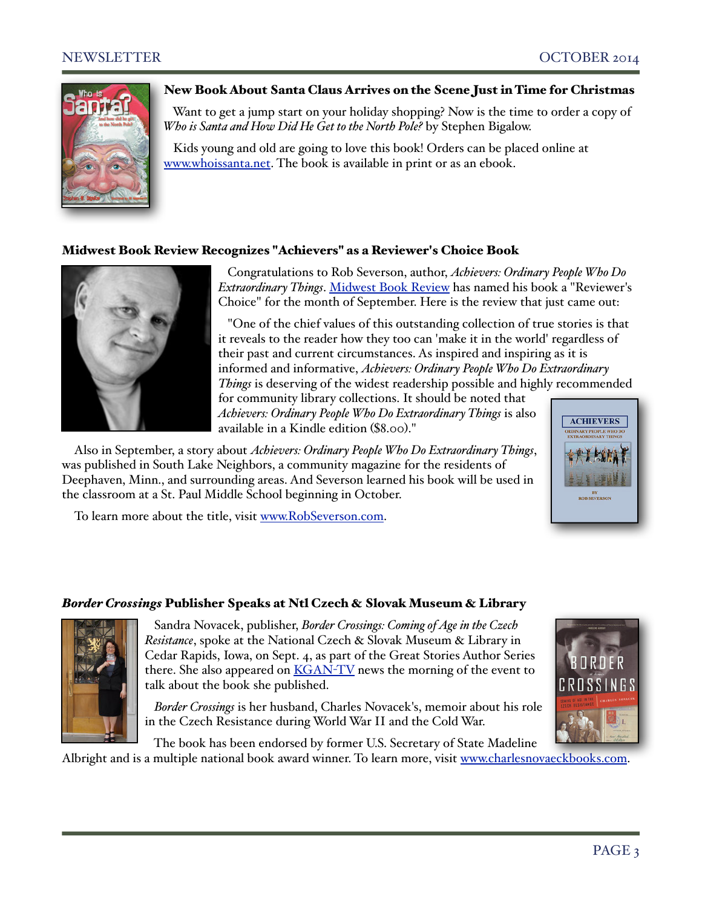### New Book About Santa Claus Arrives on the Scene Just in Time for Christmas

Want to get a jump start on your holiday shopping? Now is the time to order a copy of *Who is Santa and How Did He Get to the North Pole?* by Stephen Bigalow.

Kids young and old are going to love this book! Orders can be placed online at www.whoissanta.net. The book is available in print or as an ebook.

### Midwest Book Review Recognizes "Achievers" as a Reviewer's Choice Book

Congratulations to Rob Severson, author, *Achievers: Ordinary People Who Do Extraordinary Things*. Midwest Book Review has named his book a "Reviewer's Choice" for the month of September. Here is the review that just came out:

"One of the chief values of this outstanding collection of true stories is that it reveals to the reader how they too can 'make it in the world' regardless of their past and current circumstances. As inspired and inspiring as it is informed and informative, *Achievers: Ordinary People Who Do Extraordinary Things* is deserving of the widest readership possible and highly recommended for community library collections. It should be noted that *Achievers: Ordinary People Who Do Extraordinary Things* is also available in a Kindle edition ($8.00)."

Also in September, a story about *Achievers: Ordinary People Who Do Extraordinary Things*, was published in South Lake Neighbors, a community magazine for the residents of Deephaven, Minn., and surrounding areas. And Severson learned his book will be used in the classroom at a St. Paul Middle School beginning in October.

To learn more about the title, visit www.RobSeverson.com.

### *Border Crossings* Publisher Speaks at Ntl Czech & Slovak Museum & Library

Sandra Novacek, publisher, *Border Crossings: Coming of Age in the Czech Resistance*, spoke at the National Czech & Slovak Museum & Library in Cedar Rapids, Iowa, on Sept. 4, as part of the Great Stories Author Series there. She also appeared on KGAN-TV news the morning of the event to talk about the book she published.

*Border Crossings* is her husband, Charles Novacek's, memoir about his role in the Czech Resistance during World War II and the Cold War.

The book has been endorsed by former U.S. Secretary of State Madeline Albright and is a multiple national book award winner. To learn more, visit www.charlesnovaeckbooks.com.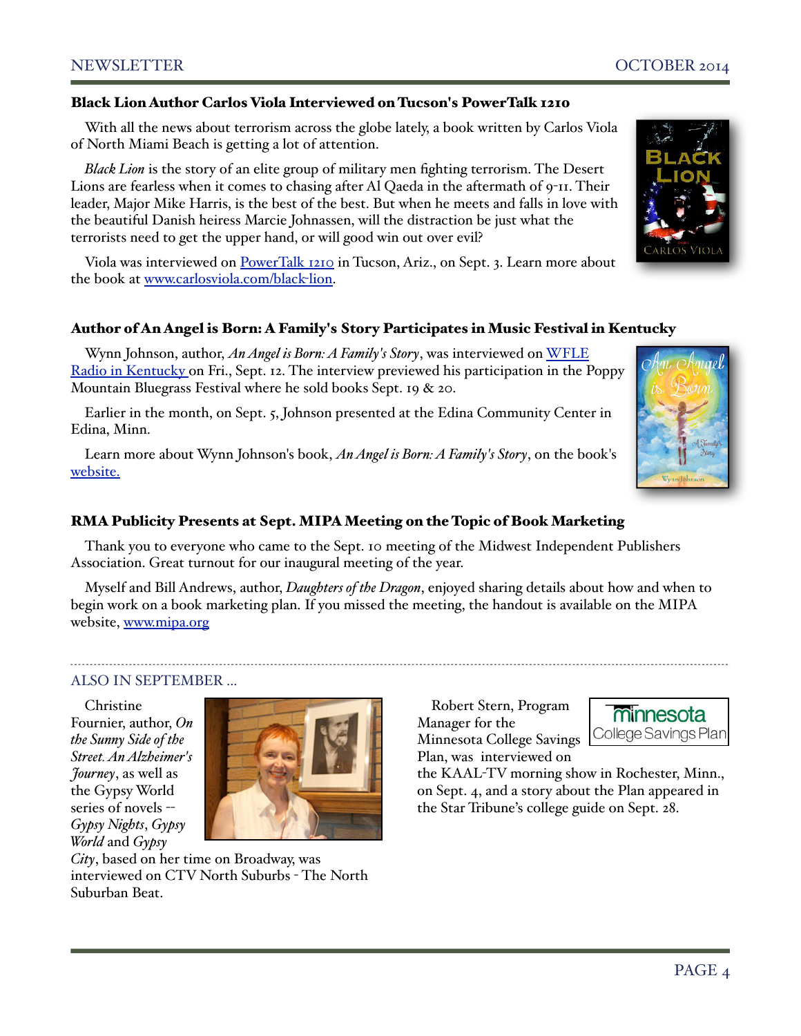## Black Lion Author Carlos Viola Interviewed on Tucson's PowerTalk 1210

With all the news about terrorism across the globe lately, a book written by Carlos Viola of North Miami Beach is getting a lot of attention.

*Black Lion* is the story of an elite group of military men fighting terrorism. The Desert Lions are fearless when it comes to chasing after Al Qaeda in the aftermath of 9-11. Their leader, Major Mike Harris, is the best of the best. But when he meets and falls in love with the beautiful Danish heiress Marcie Johnassen, will the distraction be just what the terrorists need to get the upper hand, or will good win out over evil?

Viola was interviewed on PowerTalk 1210 in Tucson, Ariz., on Sept. 3. Learn more about the book at www.carlosviola.com/black-lion.

## Author of An Angel is Born: A Family's Story Participates in Music Festival in Kentucky

Wynn Johnson, author, *An Angel is Born: A Family's Story*, was interviewed on WFLE Radio in Kentucky on Fri., Sept. 12. The interview previewed his participation in the Poppy Mountain Bluegrass Festival where he sold books Sept. 19 & 20.

Earlier in the month, on Sept. 5, Johnson presented at the Edina Community Center in Edina, Minn.

Learn more about Wynn Johnson's book, *An Angel is Born: A Family's Story*, on the book's website.

## RMA Publicity Presents at Sept. MIPA Meeting on the Topic of Book Marketing

Thank you to everyone who came to the Sept. 10 meeting of the Midwest Independent Publishers Association. Great turnout for our inaugural meeting of the year.

Myself and Bill Andrews, author, *Daughters of the Dragon*, enjoyed sharing details about how and when to begin work on a book marketing plan. If you missed the meeting, the handout is available on the MIPA website, www.mipa.org

---

### ALSO IN SEPTEMBER ...

Christine Fournier, author, *On the Sunny Side of the Street. An Alzheimer's Journey*, as well as the Gypsy World series of novels -- *Gypsy Nights*, *Gypsy World* and *Gypsy City*, based on her time on Broadway, was interviewed on CTV North Suburbs - The North Suburban Beat.

Robert Stern, Program Manager for the Minnesota College Savings Plan, was interviewed on the KAAL-TV morning show in Rochester, Minn., on Sept. 4, and a story about the Plan appeared in the Star Tribune's college guide on Sept. 28.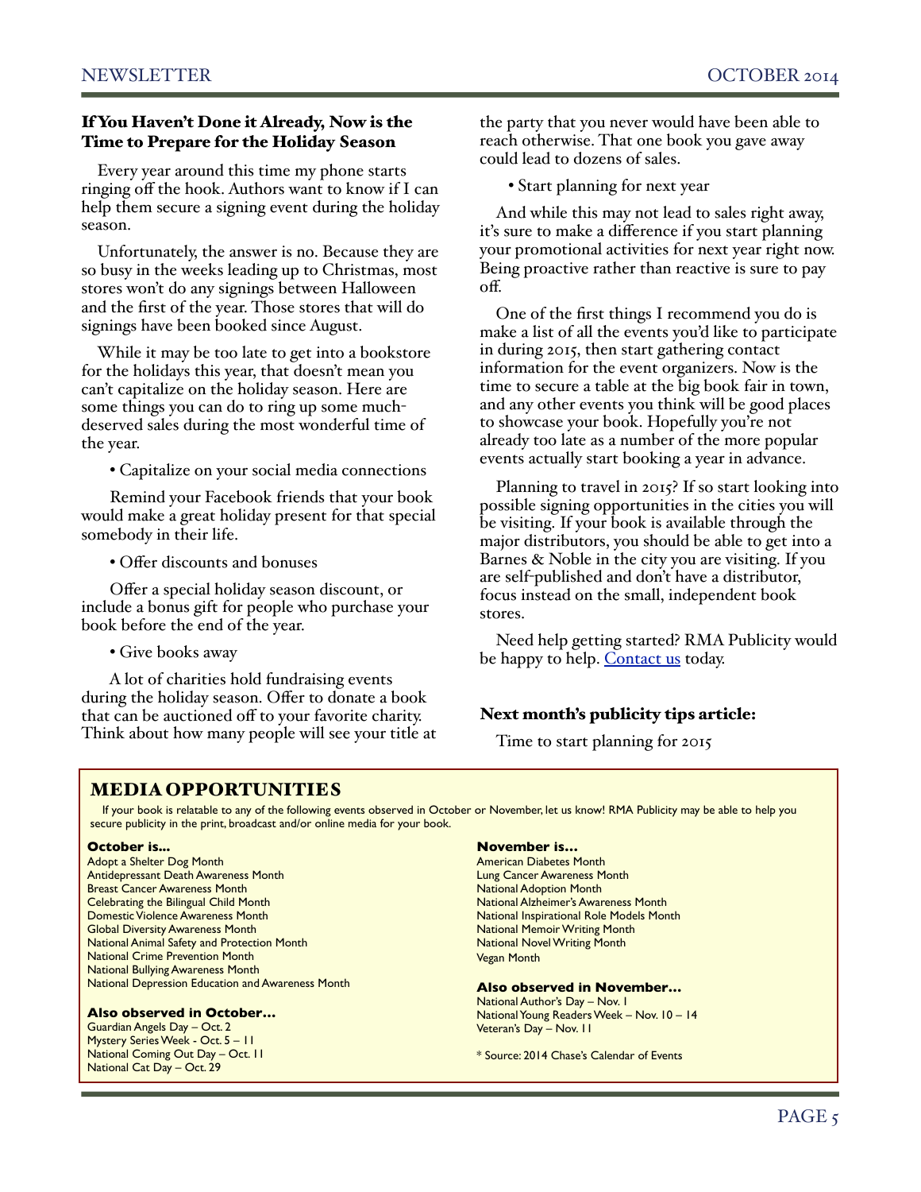## If You Haven't Done it Already, Now is the Time to Prepare for the Holiday Season

Every year around this time my phone starts ringing off the hook. Authors want to know if I can help them secure a signing event during the holiday season.

Unfortunately, the answer is no. Because they are so busy in the weeks leading up to Christmas, most stores won't do any signings between Halloween and the first of the year. Those stores that will do signings have been booked since August.

While it may be too late to get into a bookstore for the holidays this year, that doesn't mean you can't capitalize on the holiday season. Here are some things you can do to ring up some much-deserved sales during the most wonderful time of the year.

• Capitalize on your social media connections

Remind your Facebook friends that your book would make a great holiday present for that special somebody in their life.

• Offer discounts and bonuses

Offer a special holiday season discount, or include a bonus gift for people who purchase your book before the end of the year.

• Give books away

A lot of charities hold fundraising events during the holiday season. Offer to donate a book that can be auctioned off to your favorite charity. Think about how many people will see your title at the party that you never would have been able to reach otherwise. That one book you gave away could lead to dozens of sales.

• Start planning for next year

And while this may not lead to sales right away, it's sure to make a difference if you start planning your promotional activities for next year right now. Being proactive rather than reactive is sure to pay off.

One of the first things I recommend you do is make a list of all the events you'd like to participate in during 2015, then start gathering contact information for the event organizers. Now is the time to secure a table at the big book fair in town, and any other events you think will be good places to showcase your book. Hopefully you're not already too late as a number of the more popular events actually start booking a year in advance.

Planning to travel in 2015? If so start looking into possible signing opportunities in the cities you will be visiting. If your book is available through the major distributors, you should be able to get into a Barnes & Noble in the city you are visiting. If you are self-published and don't have a distributor, focus instead on the small, independent book stores.

Need help getting started? RMA Publicity would be happy to help. [Contact us](Contact us) today.

### Next month's publicity tips article:

Time to start planning for 2015

## MEDIA OPPORTUNITIES

If your book is relatable to any of the following events observed in October or November, let us know! RMA Publicity may be able to help you secure publicity in the print, broadcast and/or online media for your book.

**October is...**

Adopt a Shelter Dog Month
Antidepressant Death Awareness Month
Breast Cancer Awareness Month
Celebrating the Bilingual Child Month
Domestic Violence Awareness Month
Global Diversity Awareness Month
National Animal Safety and Protection Month
National Crime Prevention Month
National Bullying Awareness Month
National Depression Education and Awareness Month

**Also observed in October...**

Guardian Angels Day – Oct. 2
Mystery Series Week - Oct. 5 – 11
National Coming Out Day – Oct. 11
National Cat Day – Oct. 29

**November is...**

American Diabetes Month
Lung Cancer Awareness Month
National Adoption Month
National Alzheimer's Awareness Month
National Inspirational Role Models Month
National Memoir Writing Month
National Novel Writing Month
Vegan Month

**Also observed in November...**

National Author's Day – Nov. 1
National Young Readers Week – Nov. 10 – 14
Veteran's Day – Nov. 11

* Source: 2014 Chase's Calendar of Events